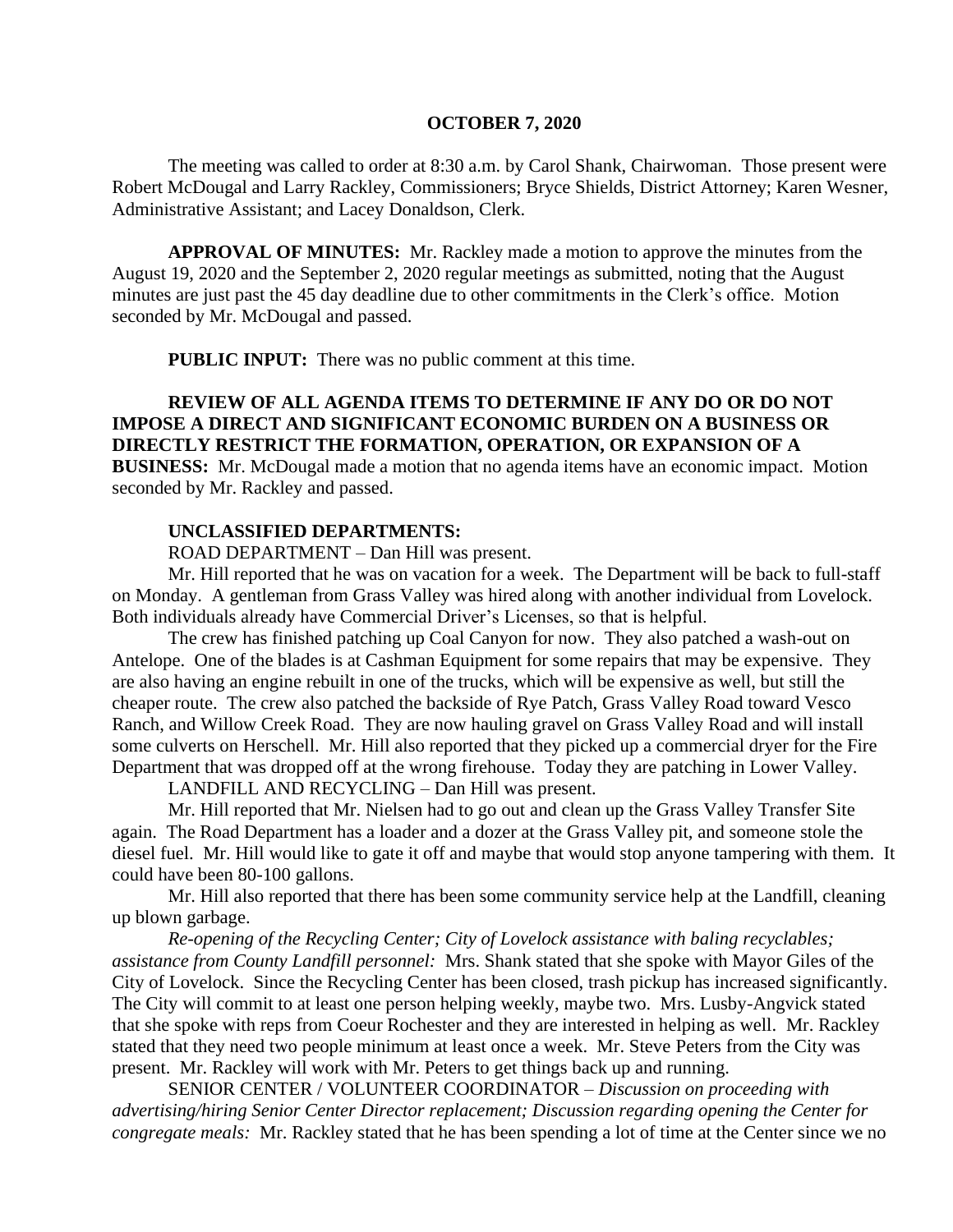**OCTOBER 7, 2020**

The meeting was called to order at 8:30 a.m. by Carol Shank, Chairwoman. Those present were Robert McDougal and Larry Rackley, Commissioners; Bryce Shields, District Attorney; Karen Wesner, Administrative Assistant; and Lacey Donaldson, Clerk.

**APPROVAL OF MINUTES:** Mr. Rackley made a motion to approve the minutes from the August 19, 2020 and the September 2, 2020 regular meetings as submitted, noting that the August minutes are just past the 45 day deadline due to other commitments in the Clerk's office. Motion seconded by Mr. McDougal and passed.

**PUBLIC INPUT:** There was no public comment at this time.

**REVIEW OF ALL AGENDA ITEMS TO DETERMINE IF ANY DO OR DO NOT IMPOSE A DIRECT AND SIGNIFICANT ECONOMIC BURDEN ON A BUSINESS OR DIRECTLY RESTRICT THE FORMATION, OPERATION, OR EXPANSION OF A BUSINESS:** Mr. McDougal made a motion that no agenda items have an economic impact. Motion seconded by Mr. Rackley and passed.

**UNCLASSIFIED DEPARTMENTS:**

ROAD DEPARTMENT – Dan Hill was present.

Mr. Hill reported that he was on vacation for a week. The Department will be back to full-staff on Monday. A gentleman from Grass Valley was hired along with another individual from Lovelock. Both individuals already have Commercial Driver's Licenses, so that is helpful.

The crew has finished patching up Coal Canyon for now. They also patched a wash-out on Antelope. One of the blades is at Cashman Equipment for some repairs that may be expensive. They are also having an engine rebuilt in one of the trucks, which will be expensive as well, but still the cheaper route. The crew also patched the backside of Rye Patch, Grass Valley Road toward Vesco Ranch, and Willow Creek Road. They are now hauling gravel on Grass Valley Road and will install some culverts on Herschell. Mr. Hill also reported that they picked up a commercial dryer for the Fire Department that was dropped off at the wrong firehouse. Today they are patching in Lower Valley.

LANDFILL AND RECYCLING – Dan Hill was present.

Mr. Hill reported that Mr. Nielsen had to go out and clean up the Grass Valley Transfer Site again. The Road Department has a loader and a dozer at the Grass Valley pit, and someone stole the diesel fuel. Mr. Hill would like to gate it off and maybe that would stop anyone tampering with them. It could have been 80-100 gallons.

Mr. Hill also reported that there has been some community service help at the Landfill, cleaning up blown garbage.

*Re-opening of the Recycling Center; City of Lovelock assistance with baling recyclables; assistance from County Landfill personnel:* Mrs. Shank stated that she spoke with Mayor Giles of the City of Lovelock. Since the Recycling Center has been closed, trash pickup has increased significantly. The City will commit to at least one person helping weekly, maybe two. Mrs. Lusby-Angvick stated that she spoke with reps from Coeur Rochester and they are interested in helping as well. Mr. Rackley stated that they need two people minimum at least once a week. Mr. Steve Peters from the City was present. Mr. Rackley will work with Mr. Peters to get things back up and running.

SENIOR CENTER / VOLUNTEER COORDINATOR – *Discussion on proceeding with advertising/hiring Senior Center Director replacement; Discussion regarding opening the Center for congregate meals:* Mr. Rackley stated that he has been spending a lot of time at the Center since we no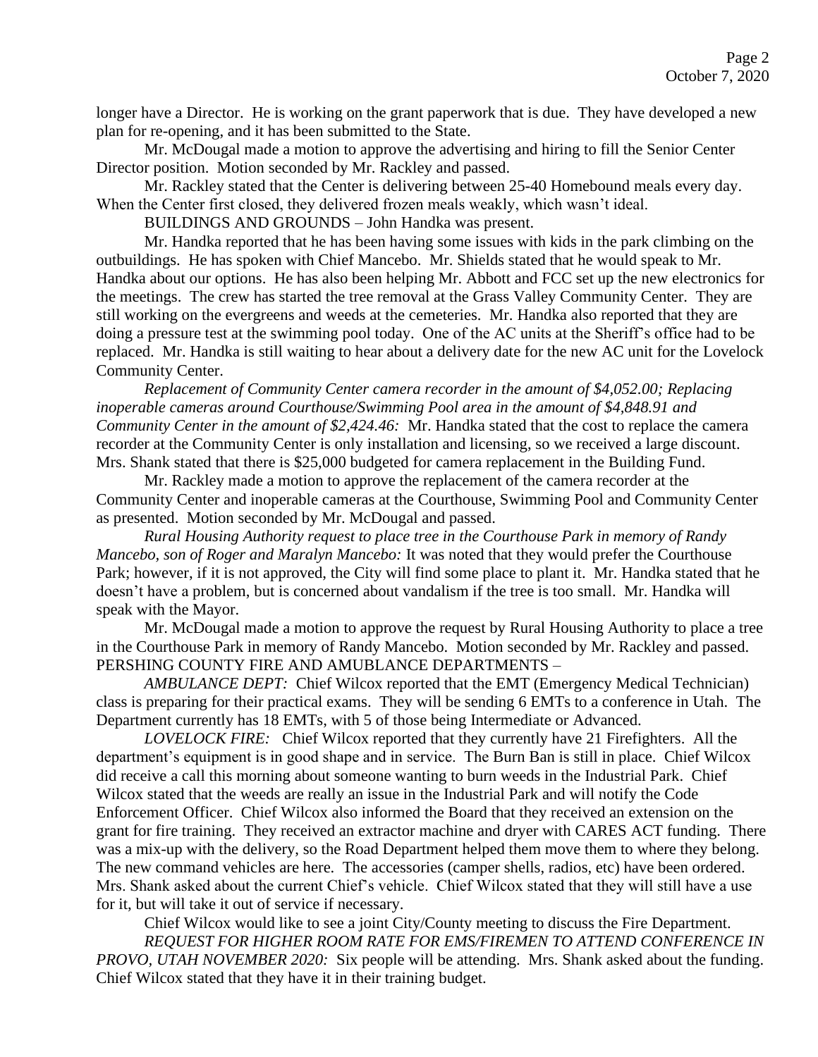longer have a Director. He is working on the grant paperwork that is due. They have developed a new plan for re-opening, and it has been submitted to the State.

Mr. McDougal made a motion to approve the advertising and hiring to fill the Senior Center Director position. Motion seconded by Mr. Rackley and passed.

Mr. Rackley stated that the Center is delivering between 25-40 Homebound meals every day. When the Center first closed, they delivered frozen meals weakly, which wasn't ideal.

BUILDINGS AND GROUNDS – John Handka was present.

Mr. Handka reported that he has been having some issues with kids in the park climbing on the outbuildings. He has spoken with Chief Mancebo. Mr. Shields stated that he would speak to Mr. Handka about our options. He has also been helping Mr. Abbott and FCC set up the new electronics for the meetings. The crew has started the tree removal at the Grass Valley Community Center. They are still working on the evergreens and weeds at the cemeteries. Mr. Handka also reported that they are doing a pressure test at the swimming pool today. One of the AC units at the Sheriff's office had to be replaced. Mr. Handka is still waiting to hear about a delivery date for the new AC unit for the Lovelock Community Center.

*Replacement of Community Center camera recorder in the amount of $4,052.00; Replacing inoperable cameras around Courthouse/Swimming Pool area in the amount of $4,848.91 and Community Center in the amount of $2,424.46:* Mr. Handka stated that the cost to replace the camera recorder at the Community Center is only installation and licensing, so we received a large discount. Mrs. Shank stated that there is $25,000 budgeted for camera replacement in the Building Fund.

Mr. Rackley made a motion to approve the replacement of the camera recorder at the Community Center and inoperable cameras at the Courthouse, Swimming Pool and Community Center as presented. Motion seconded by Mr. McDougal and passed.

*Rural Housing Authority request to place tree in the Courthouse Park in memory of Randy Mancebo, son of Roger and Maralyn Mancebo:* It was noted that they would prefer the Courthouse Park; however, if it is not approved, the City will find some place to plant it. Mr. Handka stated that he doesn't have a problem, but is concerned about vandalism if the tree is too small. Mr. Handka will speak with the Mayor.

Mr. McDougal made a motion to approve the request by Rural Housing Authority to place a tree in the Courthouse Park in memory of Randy Mancebo. Motion seconded by Mr. Rackley and passed.

PERSHING COUNTY FIRE AND AMUBLANCE DEPARTMENTS –

*AMBULANCE DEPT:* Chief Wilcox reported that the EMT (Emergency Medical Technician) class is preparing for their practical exams. They will be sending 6 EMTs to a conference in Utah. The Department currently has 18 EMTs, with 5 of those being Intermediate or Advanced.

*LOVELOCK FIRE:* Chief Wilcox reported that they currently have 21 Firefighters. All the department's equipment is in good shape and in service. The Burn Ban is still in place. Chief Wilcox did receive a call this morning about someone wanting to burn weeds in the Industrial Park. Chief Wilcox stated that the weeds are really an issue in the Industrial Park and will notify the Code Enforcement Officer. Chief Wilcox also informed the Board that they received an extension on the grant for fire training. They received an extractor machine and dryer with CARES ACT funding. There was a mix-up with the delivery, so the Road Department helped them move them to where they belong. The new command vehicles are here. The accessories (camper shells, radios, etc) have been ordered. Mrs. Shank asked about the current Chief's vehicle. Chief Wilcox stated that they will still have a use for it, but will take it out of service if necessary.

Chief Wilcox would like to see a joint City/County meeting to discuss the Fire Department.

*REQUEST FOR HIGHER ROOM RATE FOR EMS/FIREMEN TO ATTEND CONFERENCE IN PROVO, UTAH NOVEMBER 2020:* Six people will be attending. Mrs. Shank asked about the funding. Chief Wilcox stated that they have it in their training budget.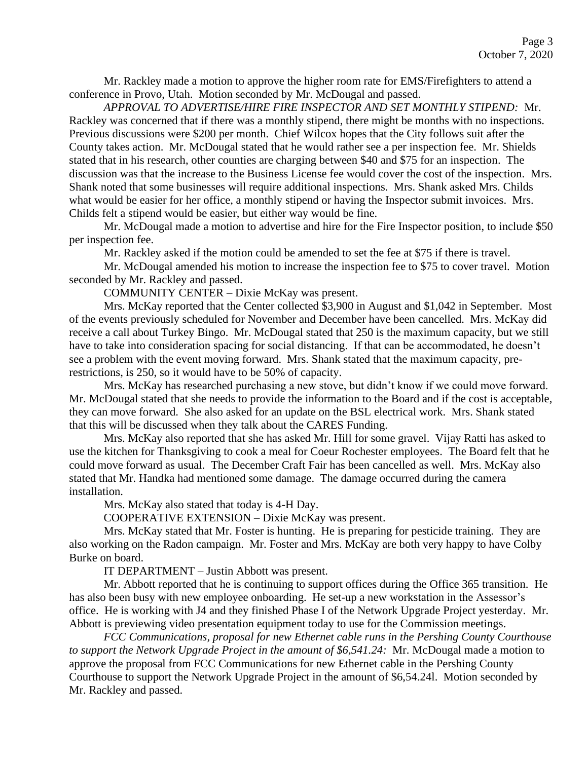Mr. Rackley made a motion to approve the higher room rate for EMS/Firefighters to attend a conference in Provo, Utah. Motion seconded by Mr. McDougal and passed.

*APPROVAL TO ADVERTISE/HIRE FIRE INSPECTOR AND SET MONTHLY STIPEND:* Mr. Rackley was concerned that if there was a monthly stipend, there might be months with no inspections. Previous discussions were $200 per month. Chief Wilcox hopes that the City follows suit after the County takes action. Mr. McDougal stated that he would rather see a per inspection fee. Mr. Shields stated that in his research, other counties are charging between $40 and $75 for an inspection. The discussion was that the increase to the Business License fee would cover the cost of the inspection. Mrs. Shank noted that some businesses will require additional inspections. Mrs. Shank asked Mrs. Childs what would be easier for her office, a monthly stipend or having the Inspector submit invoices. Mrs. Childs felt a stipend would be easier, but either way would be fine.

Mr. McDougal made a motion to advertise and hire for the Fire Inspector position, to include $50 per inspection fee.

Mr. Rackley asked if the motion could be amended to set the fee at $75 if there is travel.

Mr. McDougal amended his motion to increase the inspection fee to $75 to cover travel. Motion seconded by Mr. Rackley and passed.

COMMUNITY CENTER – Dixie McKay was present.

Mrs. McKay reported that the Center collected $3,900 in August and $1,042 in September. Most of the events previously scheduled for November and December have been cancelled. Mrs. McKay did receive a call about Turkey Bingo. Mr. McDougal stated that 250 is the maximum capacity, but we still have to take into consideration spacing for social distancing. If that can be accommodated, he doesn't see a problem with the event moving forward. Mrs. Shank stated that the maximum capacity, pre-restrictions, is 250, so it would have to be 50% of capacity.

Mrs. McKay has researched purchasing a new stove, but didn't know if we could move forward. Mr. McDougal stated that she needs to provide the information to the Board and if the cost is acceptable, they can move forward. She also asked for an update on the BSL electrical work. Mrs. Shank stated that this will be discussed when they talk about the CARES Funding.

Mrs. McKay also reported that she has asked Mr. Hill for some gravel. Vijay Ratti has asked to use the kitchen for Thanksgiving to cook a meal for Coeur Rochester employees. The Board felt that he could move forward as usual. The December Craft Fair has been cancelled as well. Mrs. McKay also stated that Mr. Handka had mentioned some damage. The damage occurred during the camera installation.

Mrs. McKay also stated that today is 4-H Day.

COOPERATIVE EXTENSION – Dixie McKay was present.

Mrs. McKay stated that Mr. Foster is hunting. He is preparing for pesticide training. They are also working on the Radon campaign. Mr. Foster and Mrs. McKay are both very happy to have Colby Burke on board.

IT DEPARTMENT – Justin Abbott was present.

Mr. Abbott reported that he is continuing to support offices during the Office 365 transition. He has also been busy with new employee onboarding. He set-up a new workstation in the Assessor's office. He is working with J4 and they finished Phase I of the Network Upgrade Project yesterday. Mr. Abbott is previewing video presentation equipment today to use for the Commission meetings.

*FCC Communications, proposal for new Ethernet cable runs in the Pershing County Courthouse to support the Network Upgrade Project in the amount of $6,541.24:* Mr. McDougal made a motion to approve the proposal from FCC Communications for new Ethernet cable in the Pershing County Courthouse to support the Network Upgrade Project in the amount of $6,54.24l. Motion seconded by Mr. Rackley and passed.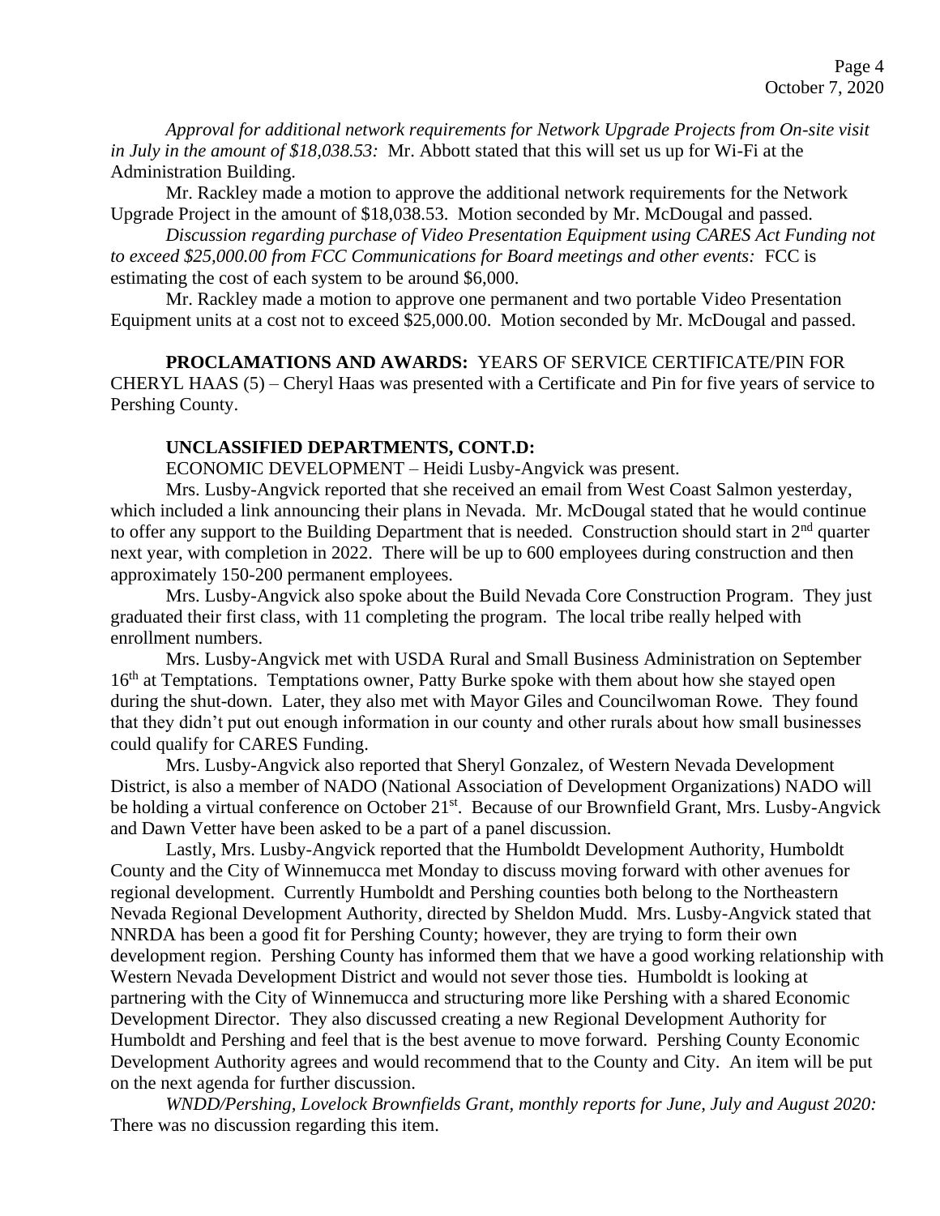*Approval for additional network requirements for Network Upgrade Projects from On-site visit in July in the amount of $18,038.53:* Mr. Abbott stated that this will set us up for Wi-Fi at the Administration Building.

Mr. Rackley made a motion to approve the additional network requirements for the Network Upgrade Project in the amount of $18,038.53. Motion seconded by Mr. McDougal and passed.

*Discussion regarding purchase of Video Presentation Equipment using CARES Act Funding not to exceed $25,000.00 from FCC Communications for Board meetings and other events:* FCC is estimating the cost of each system to be around $6,000.

Mr. Rackley made a motion to approve one permanent and two portable Video Presentation Equipment units at a cost not to exceed $25,000.00. Motion seconded by Mr. McDougal and passed.

**PROCLAMATIONS AND AWARDS:** YEARS OF SERVICE CERTIFICATE/PIN FOR CHERYL HAAS (5) – Cheryl Haas was presented with a Certificate and Pin for five years of service to Pershing County.

**UNCLASSIFIED DEPARTMENTS, CONT.D:**

ECONOMIC DEVELOPMENT – Heidi Lusby-Angvick was present.

Mrs. Lusby-Angvick reported that she received an email from West Coast Salmon yesterday, which included a link announcing their plans in Nevada. Mr. McDougal stated that he would continue to offer any support to the Building Department that is needed. Construction should start in 2nd quarter next year, with completion in 2022. There will be up to 600 employees during construction and then approximately 150-200 permanent employees.

Mrs. Lusby-Angvick also spoke about the Build Nevada Core Construction Program. They just graduated their first class, with 11 completing the program. The local tribe really helped with enrollment numbers.

Mrs. Lusby-Angvick met with USDA Rural and Small Business Administration on September 16th at Temptations. Temptations owner, Patty Burke spoke with them about how she stayed open during the shut-down. Later, they also met with Mayor Giles and Councilwoman Rowe. They found that they didn't put out enough information in our county and other rurals about how small businesses could qualify for CARES Funding.

Mrs. Lusby-Angvick also reported that Sheryl Gonzalez, of Western Nevada Development District, is also a member of NADO (National Association of Development Organizations) NADO will be holding a virtual conference on October 21st. Because of our Brownfield Grant, Mrs. Lusby-Angvick and Dawn Vetter have been asked to be a part of a panel discussion.

Lastly, Mrs. Lusby-Angvick reported that the Humboldt Development Authority, Humboldt County and the City of Winnemucca met Monday to discuss moving forward with other avenues for regional development. Currently Humboldt and Pershing counties both belong to the Northeastern Nevada Regional Development Authority, directed by Sheldon Mudd. Mrs. Lusby-Angvick stated that NNRDA has been a good fit for Pershing County; however, they are trying to form their own development region. Pershing County has informed them that we have a good working relationship with Western Nevada Development District and would not sever those ties. Humboldt is looking at partnering with the City of Winnemucca and structuring more like Pershing with a shared Economic Development Director. They also discussed creating a new Regional Development Authority for Humboldt and Pershing and feel that is the best avenue to move forward. Pershing County Economic Development Authority agrees and would recommend that to the County and City. An item will be put on the next agenda for further discussion.

*WNDD/Pershing, Lovelock Brownfields Grant, monthly reports for June, July and August 2020:* There was no discussion regarding this item.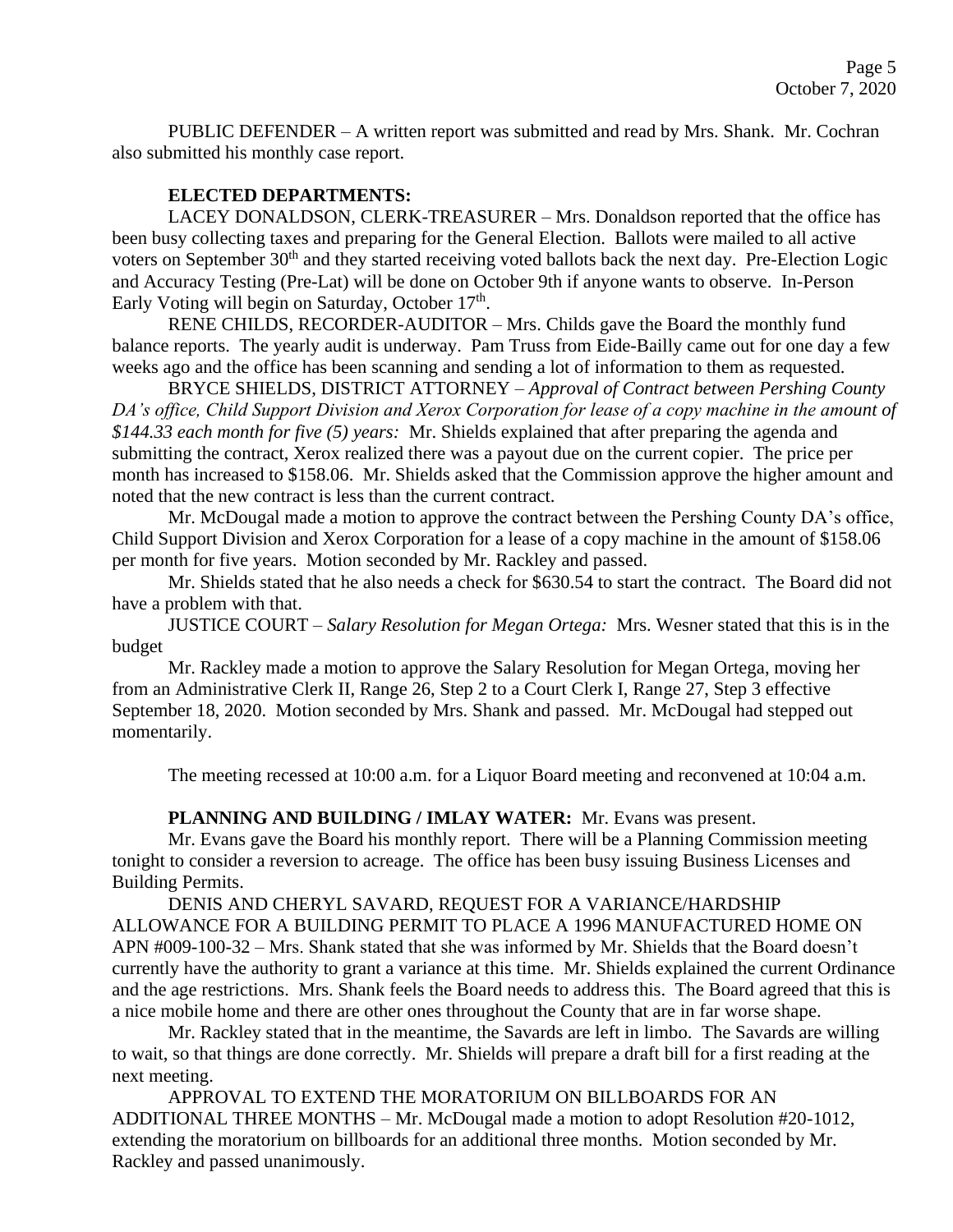PUBLIC DEFENDER – A written report was submitted and read by Mrs. Shank. Mr. Cochran also submitted his monthly case report.

**ELECTED DEPARTMENTS:**

LACEY DONALDSON, CLERK-TREASURER – Mrs. Donaldson reported that the office has been busy collecting taxes and preparing for the General Election. Ballots were mailed to all active voters on September 30th and they started receiving voted ballots back the next day. Pre-Election Logic and Accuracy Testing (Pre-Lat) will be done on October 9th if anyone wants to observe. In-Person Early Voting will begin on Saturday, October 17th.

RENE CHILDS, RECORDER-AUDITOR – Mrs. Childs gave the Board the monthly fund balance reports. The yearly audit is underway. Pam Truss from Eide-Bailly came out for one day a few weeks ago and the office has been scanning and sending a lot of information to them as requested.

BRYCE SHIELDS, DISTRICT ATTORNEY – *Approval of Contract between Pershing County DA's office, Child Support Division and Xerox Corporation for lease of a copy machine in the amount of $144.33 each month for five (5) years:* Mr. Shields explained that after preparing the agenda and submitting the contract, Xerox realized there was a payout due on the current copier. The price per month has increased to $158.06. Mr. Shields asked that the Commission approve the higher amount and noted that the new contract is less than the current contract.

Mr. McDougal made a motion to approve the contract between the Pershing County DA's office, Child Support Division and Xerox Corporation for a lease of a copy machine in the amount of $158.06 per month for five years. Motion seconded by Mr. Rackley and passed.

Mr. Shields stated that he also needs a check for $630.54 to start the contract. The Board did not have a problem with that.

JUSTICE COURT – *Salary Resolution for Megan Ortega:* Mrs. Wesner stated that this is in the budget

Mr. Rackley made a motion to approve the Salary Resolution for Megan Ortega, moving her from an Administrative Clerk II, Range 26, Step 2 to a Court Clerk I, Range 27, Step 3 effective September 18, 2020. Motion seconded by Mrs. Shank and passed. Mr. McDougal had stepped out momentarily.

The meeting recessed at 10:00 a.m. for a Liquor Board meeting and reconvened at 10:04 a.m.

**PLANNING AND BUILDING / IMLAY WATER:** Mr. Evans was present.

Mr. Evans gave the Board his monthly report. There will be a Planning Commission meeting tonight to consider a reversion to acreage. The office has been busy issuing Business Licenses and Building Permits.

DENIS AND CHERYL SAVARD, REQUEST FOR A VARIANCE/HARDSHIP ALLOWANCE FOR A BUILDING PERMIT TO PLACE A 1996 MANUFACTURED HOME ON APN #009-100-32 – Mrs. Shank stated that she was informed by Mr. Shields that the Board doesn't currently have the authority to grant a variance at this time. Mr. Shields explained the current Ordinance and the age restrictions. Mrs. Shank feels the Board needs to address this. The Board agreed that this is a nice mobile home and there are other ones throughout the County that are in far worse shape.

Mr. Rackley stated that in the meantime, the Savards are left in limbo. The Savards are willing to wait, so that things are done correctly. Mr. Shields will prepare a draft bill for a first reading at the next meeting.

APPROVAL TO EXTEND THE MORATORIUM ON BILLBOARDS FOR AN ADDITIONAL THREE MONTHS – Mr. McDougal made a motion to adopt Resolution #20-1012, extending the moratorium on billboards for an additional three months. Motion seconded by Mr. Rackley and passed unanimously.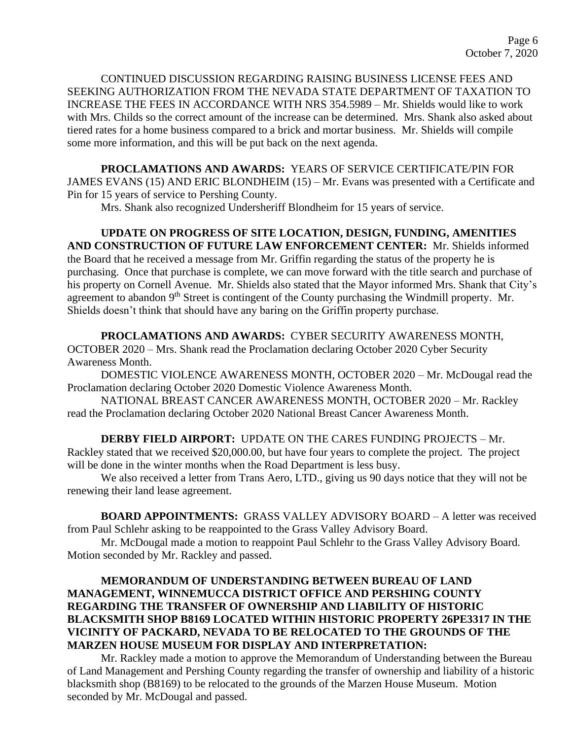CONTINUED DISCUSSION REGARDING RAISING BUSINESS LICENSE FEES AND SEEKING AUTHORIZATION FROM THE NEVADA STATE DEPARTMENT OF TAXATION TO INCREASE THE FEES IN ACCORDANCE WITH NRS 354.5989 – Mr. Shields would like to work with Mrs. Childs so the correct amount of the increase can be determined. Mrs. Shank also asked about tiered rates for a home business compared to a brick and mortar business. Mr. Shields will compile some more information, and this will be put back on the next agenda.

**PROCLAMATIONS AND AWARDS:** YEARS OF SERVICE CERTIFICATE/PIN FOR JAMES EVANS (15) AND ERIC BLONDHEIM (15) – Mr. Evans was presented with a Certificate and Pin for 15 years of service to Pershing County.

Mrs. Shank also recognized Undersheriff Blondheim for 15 years of service.

**UPDATE ON PROGRESS OF SITE LOCATION, DESIGN, FUNDING, AMENITIES AND CONSTRUCTION OF FUTURE LAW ENFORCEMENT CENTER:** Mr. Shields informed the Board that he received a message from Mr. Griffin regarding the status of the property he is purchasing. Once that purchase is complete, we can move forward with the title search and purchase of his property on Cornell Avenue. Mr. Shields also stated that the Mayor informed Mrs. Shank that City's agreement to abandon 9th Street is contingent of the County purchasing the Windmill property. Mr. Shields doesn't think that should have any baring on the Griffin property purchase.

**PROCLAMATIONS AND AWARDS:** CYBER SECURITY AWARENESS MONTH, OCTOBER 2020 – Mrs. Shank read the Proclamation declaring October 2020 Cyber Security Awareness Month.

DOMESTIC VIOLENCE AWARENESS MONTH, OCTOBER 2020 – Mr. McDougal read the Proclamation declaring October 2020 Domestic Violence Awareness Month.

NATIONAL BREAST CANCER AWARENESS MONTH, OCTOBER 2020 – Mr. Rackley read the Proclamation declaring October 2020 National Breast Cancer Awareness Month.

**DERBY FIELD AIRPORT:** UPDATE ON THE CARES FUNDING PROJECTS – Mr. Rackley stated that we received $20,000.00, but have four years to complete the project. The project will be done in the winter months when the Road Department is less busy.

We also received a letter from Trans Aero, LTD., giving us 90 days notice that they will not be renewing their land lease agreement.

**BOARD APPOINTMENTS:** GRASS VALLEY ADVISORY BOARD – A letter was received from Paul Schlehr asking to be reappointed to the Grass Valley Advisory Board.

Mr. McDougal made a motion to reappoint Paul Schlehr to the Grass Valley Advisory Board. Motion seconded by Mr. Rackley and passed.

**MEMORANDUM OF UNDERSTANDING BETWEEN BUREAU OF LAND MANAGEMENT, WINNEMUCCA DISTRICT OFFICE AND PERSHING COUNTY REGARDING THE TRANSFER OF OWNERSHIP AND LIABILITY OF HISTORIC BLACKSMITH SHOP B8169 LOCATED WITHIN HISTORIC PROPERTY 26PE3317 IN THE VICINITY OF PACKARD, NEVADA TO BE RELOCATED TO THE GROUNDS OF THE MARZEN HOUSE MUSEUM FOR DISPLAY AND INTERPRETATION:**

Mr. Rackley made a motion to approve the Memorandum of Understanding between the Bureau of Land Management and Pershing County regarding the transfer of ownership and liability of a historic blacksmith shop (B8169) to be relocated to the grounds of the Marzen House Museum. Motion seconded by Mr. McDougal and passed.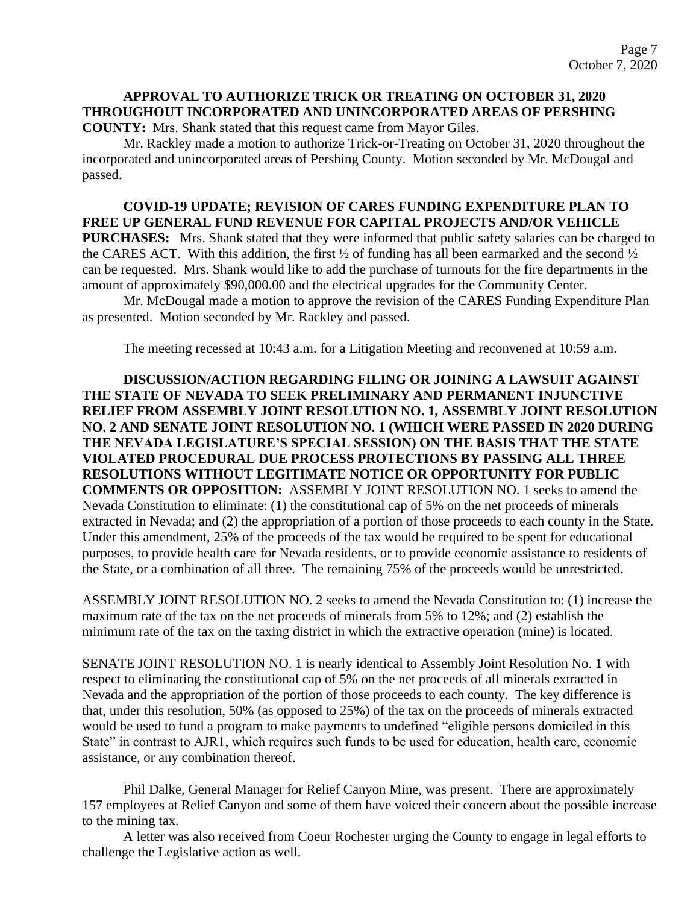**APPROVAL TO AUTHORIZE TRICK OR TREATING ON OCTOBER 31, 2020 THROUGHOUT INCORPORATED AND UNINCORPORATED AREAS OF PERSHING COUNTY:** Mrs. Shank stated that this request came from Mayor Giles.

Mr. Rackley made a motion to authorize Trick-or-Treating on October 31, 2020 throughout the incorporated and unincorporated areas of Pershing County. Motion seconded by Mr. McDougal and passed.

**COVID-19 UPDATE; REVISION OF CARES FUNDING EXPENDITURE PLAN TO FREE UP GENERAL FUND REVENUE FOR CAPITAL PROJECTS AND/OR VEHICLE PURCHASES:** Mrs. Shank stated that they were informed that public safety salaries can be charged to the CARES ACT. With this addition, the first ½ of funding has all been earmarked and the second ½ can be requested. Mrs. Shank would like to add the purchase of turnouts for the fire departments in the amount of approximately $90,000.00 and the electrical upgrades for the Community Center.

Mr. McDougal made a motion to approve the revision of the CARES Funding Expenditure Plan as presented. Motion seconded by Mr. Rackley and passed.

The meeting recessed at 10:43 a.m. for a Litigation Meeting and reconvened at 10:59 a.m.

**DISCUSSION/ACTION REGARDING FILING OR JOINING A LAWSUIT AGAINST THE STATE OF NEVADA TO SEEK PRELIMINARY AND PERMANENT INJUNCTIVE RELIEF FROM ASSEMBLY JOINT RESOLUTION NO. 1, ASSEMBLY JOINT RESOLUTION NO. 2 AND SENATE JOINT RESOLUTION NO. 1 (WHICH WERE PASSED IN 2020 DURING THE NEVADA LEGISLATURE'S SPECIAL SESSION) ON THE BASIS THAT THE STATE VIOLATED PROCEDURAL DUE PROCESS PROTECTIONS BY PASSING ALL THREE RESOLUTIONS WITHOUT LEGITIMATE NOTICE OR OPPORTUNITY FOR PUBLIC COMMENTS OR OPPOSITION:** ASSEMBLY JOINT RESOLUTION NO. 1 seeks to amend the Nevada Constitution to eliminate: (1) the constitutional cap of 5% on the net proceeds of minerals extracted in Nevada; and (2) the appropriation of a portion of those proceeds to each county in the State. Under this amendment, 25% of the proceeds of the tax would be required to be spent for educational purposes, to provide health care for Nevada residents, or to provide economic assistance to residents of the State, or a combination of all three. The remaining 75% of the proceeds would be unrestricted.

ASSEMBLY JOINT RESOLUTION NO. 2 seeks to amend the Nevada Constitution to: (1) increase the maximum rate of the tax on the net proceeds of minerals from 5% to 12%; and (2) establish the minimum rate of the tax on the taxing district in which the extractive operation (mine) is located.

SENATE JOINT RESOLUTION NO. 1 is nearly identical to Assembly Joint Resolution No. 1 with respect to eliminating the constitutional cap of 5% on the net proceeds of all minerals extracted in Nevada and the appropriation of the portion of those proceeds to each county. The key difference is that, under this resolution, 50% (as opposed to 25%) of the tax on the proceeds of minerals extracted would be used to fund a program to make payments to undefined "eligible persons domiciled in this State" in contrast to AJR1, which requires such funds to be used for education, health care, economic assistance, or any combination thereof.

Phil Dalke, General Manager for Relief Canyon Mine, was present. There are approximately 157 employees at Relief Canyon and some of them have voiced their concern about the possible increase to the mining tax.

A letter was also received from Coeur Rochester urging the County to engage in legal efforts to challenge the Legislative action as well.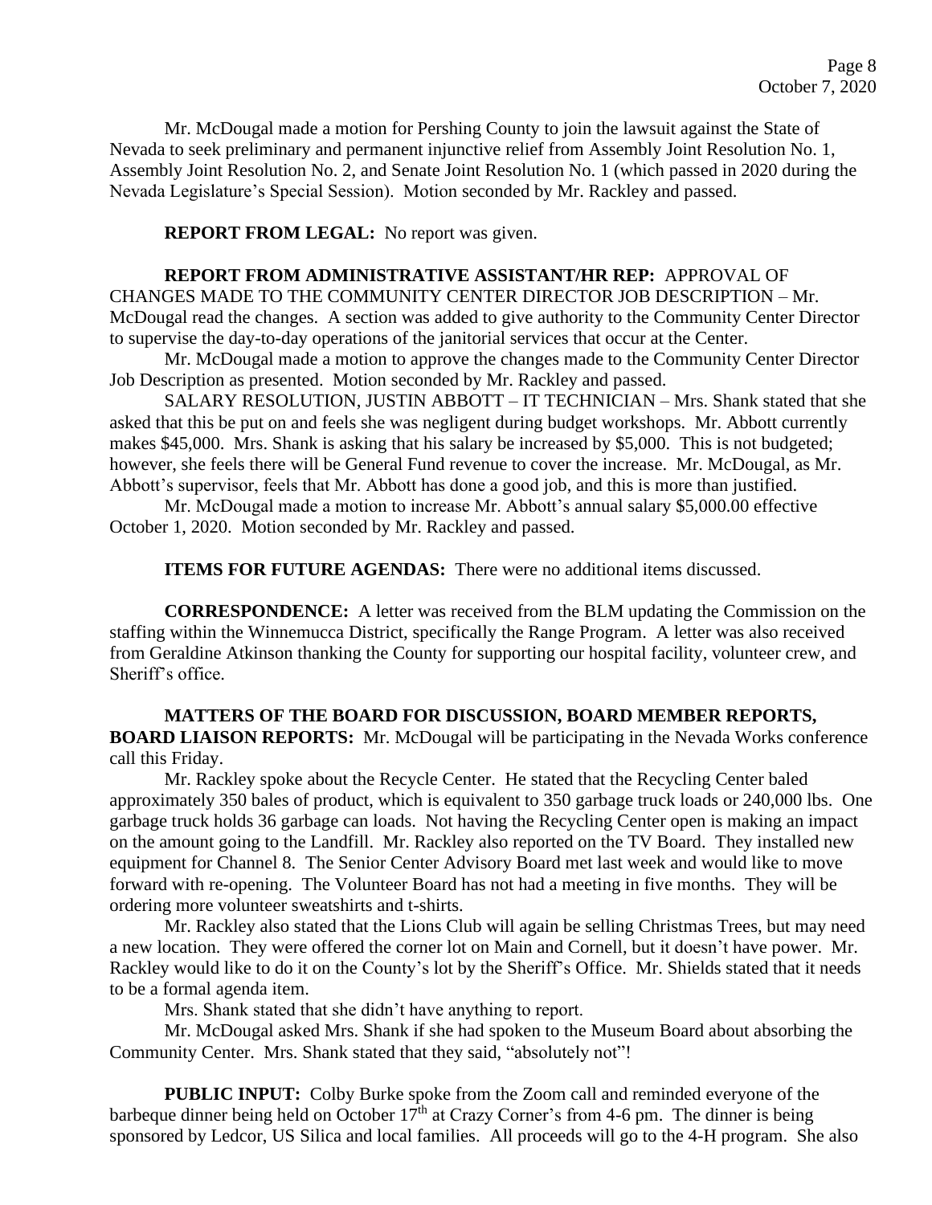Mr. McDougal made a motion for Pershing County to join the lawsuit against the State of Nevada to seek preliminary and permanent injunctive relief from Assembly Joint Resolution No. 1, Assembly Joint Resolution No. 2, and Senate Joint Resolution No. 1 (which passed in 2020 during the Nevada Legislature's Special Session). Motion seconded by Mr. Rackley and passed.

**REPORT FROM LEGAL:** No report was given.

**REPORT FROM ADMINISTRATIVE ASSISTANT/HR REP:** APPROVAL OF CHANGES MADE TO THE COMMUNITY CENTER DIRECTOR JOB DESCRIPTION – Mr. McDougal read the changes. A section was added to give authority to the Community Center Director to supervise the day-to-day operations of the janitorial services that occur at the Center.

Mr. McDougal made a motion to approve the changes made to the Community Center Director Job Description as presented. Motion seconded by Mr. Rackley and passed.

SALARY RESOLUTION, JUSTIN ABBOTT – IT TECHNICIAN – Mrs. Shank stated that she asked that this be put on and feels she was negligent during budget workshops. Mr. Abbott currently makes $45,000. Mrs. Shank is asking that his salary be increased by $5,000. This is not budgeted; however, she feels there will be General Fund revenue to cover the increase. Mr. McDougal, as Mr. Abbott's supervisor, feels that Mr. Abbott has done a good job, and this is more than justified.

Mr. McDougal made a motion to increase Mr. Abbott's annual salary $5,000.00 effective October 1, 2020. Motion seconded by Mr. Rackley and passed.

**ITEMS FOR FUTURE AGENDAS:** There were no additional items discussed.

**CORRESPONDENCE:** A letter was received from the BLM updating the Commission on the staffing within the Winnemucca District, specifically the Range Program. A letter was also received from Geraldine Atkinson thanking the County for supporting our hospital facility, volunteer crew, and Sheriff's office.

**MATTERS OF THE BOARD FOR DISCUSSION, BOARD MEMBER REPORTS, BOARD LIAISON REPORTS:** Mr. McDougal will be participating in the Nevada Works conference call this Friday.

Mr. Rackley spoke about the Recycle Center. He stated that the Recycling Center baled approximately 350 bales of product, which is equivalent to 350 garbage truck loads or 240,000 lbs. One garbage truck holds 36 garbage can loads. Not having the Recycling Center open is making an impact on the amount going to the Landfill. Mr. Rackley also reported on the TV Board. They installed new equipment for Channel 8. The Senior Center Advisory Board met last week and would like to move forward with re-opening. The Volunteer Board has not had a meeting in five months. They will be ordering more volunteer sweatshirts and t-shirts.

Mr. Rackley also stated that the Lions Club will again be selling Christmas Trees, but may need a new location. They were offered the corner lot on Main and Cornell, but it doesn't have power. Mr. Rackley would like to do it on the County's lot by the Sheriff's Office. Mr. Shields stated that it needs to be a formal agenda item.

Mrs. Shank stated that she didn't have anything to report.

Mr. McDougal asked Mrs. Shank if she had spoken to the Museum Board about absorbing the Community Center. Mrs. Shank stated that they said, "absolutely not"!

**PUBLIC INPUT:** Colby Burke spoke from the Zoom call and reminded everyone of the barbeque dinner being held on October 17th at Crazy Corner's from 4-6 pm. The dinner is being sponsored by Ledcor, US Silica and local families. All proceeds will go to the 4-H program. She also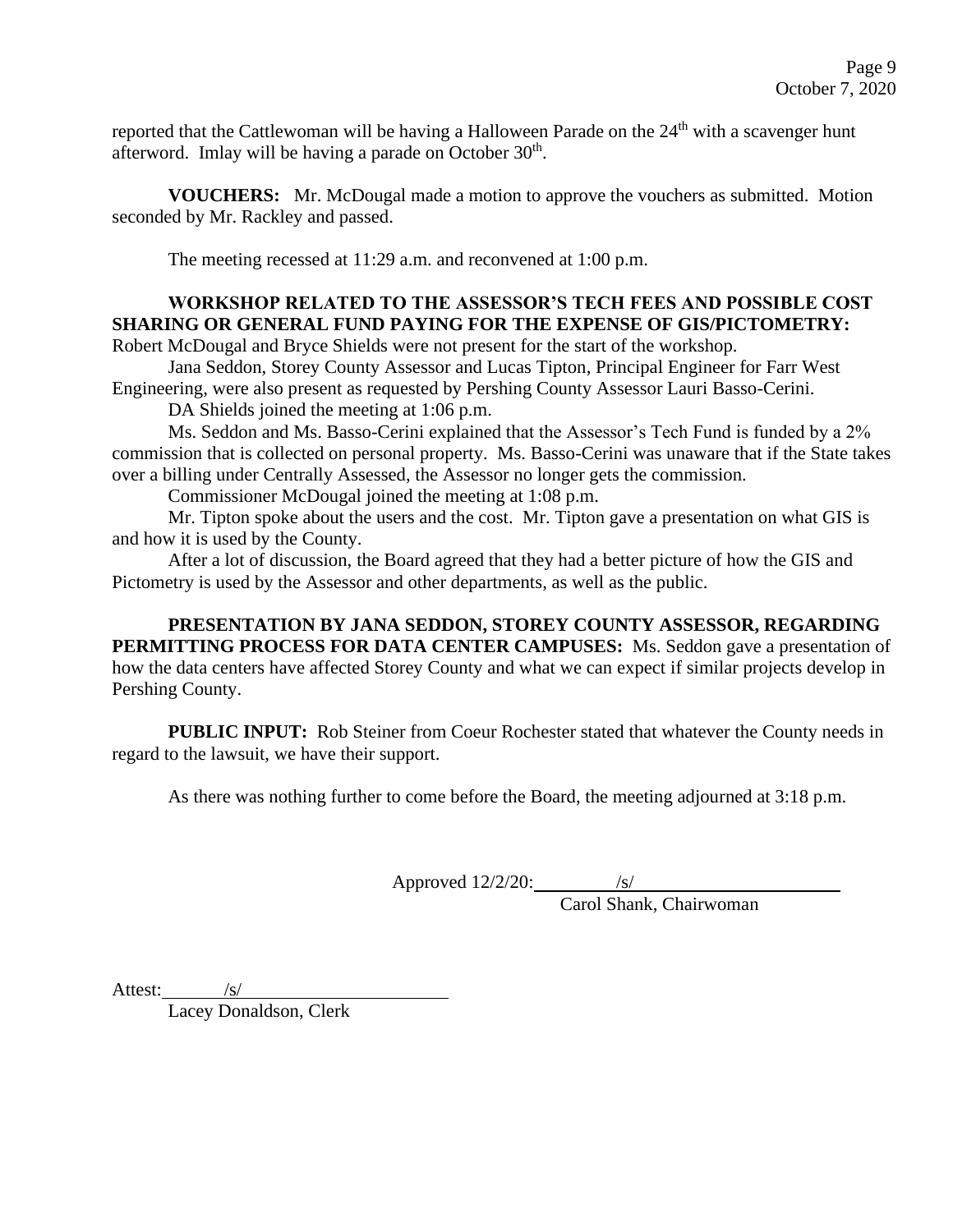reported that the Cattlewoman will be having a Halloween Parade on the 24th with a scavenger hunt afterword. Imlay will be having a parade on October 30th.

**VOUCHERS:** Mr. McDougal made a motion to approve the vouchers as submitted. Motion seconded by Mr. Rackley and passed.

The meeting recessed at 11:29 a.m. and reconvened at 1:00 p.m.

**WORKSHOP RELATED TO THE ASSESSOR'S TECH FEES AND POSSIBLE COST SHARING OR GENERAL FUND PAYING FOR THE EXPENSE OF GIS/PICTOMETRY:** Robert McDougal and Bryce Shields were not present for the start of the workshop.

Jana Seddon, Storey County Assessor and Lucas Tipton, Principal Engineer for Farr West Engineering, were also present as requested by Pershing County Assessor Lauri Basso-Cerini.

DA Shields joined the meeting at 1:06 p.m.

Ms. Seddon and Ms. Basso-Cerini explained that the Assessor's Tech Fund is funded by a 2% commission that is collected on personal property. Ms. Basso-Cerini was unaware that if the State takes over a billing under Centrally Assessed, the Assessor no longer gets the commission.

Commissioner McDougal joined the meeting at 1:08 p.m.

Mr. Tipton spoke about the users and the cost. Mr. Tipton gave a presentation on what GIS is and how it is used by the County.

After a lot of discussion, the Board agreed that they had a better picture of how the GIS and Pictometry is used by the Assessor and other departments, as well as the public.

**PRESENTATION BY JANA SEDDON, STOREY COUNTY ASSESSOR, REGARDING PERMITTING PROCESS FOR DATA CENTER CAMPUSES:** Ms. Seddon gave a presentation of how the data centers have affected Storey County and what we can expect if similar projects develop in Pershing County.

**PUBLIC INPUT:** Rob Steiner from Coeur Rochester stated that whatever the County needs in regard to the lawsuit, we have their support.

As there was nothing further to come before the Board, the meeting adjourned at 3:18 p.m.

Approved 12/2/20: /s/
Carol Shank, Chairwoman

Attest: /s/
Lacey Donaldson, Clerk